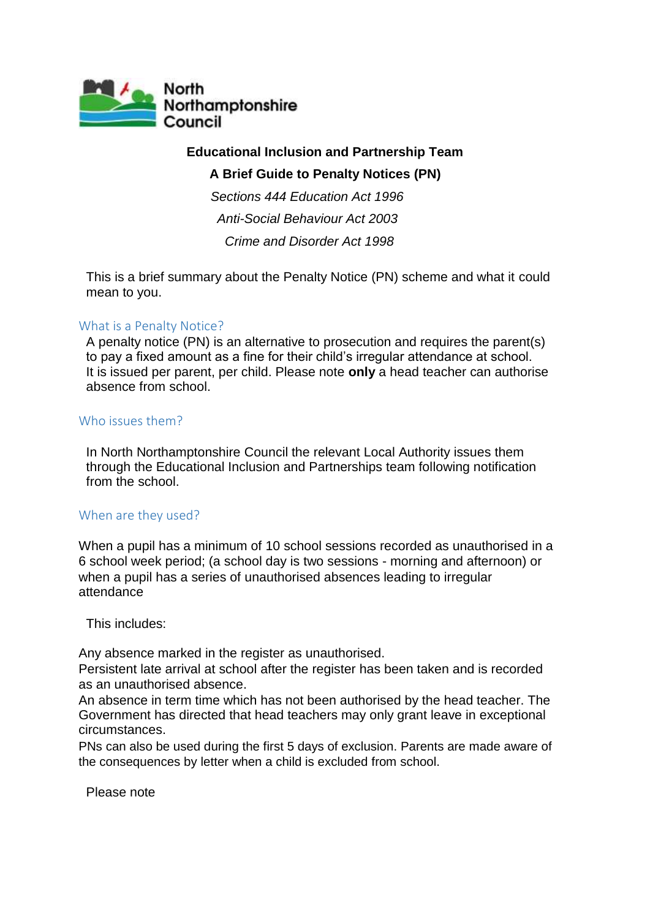North Northamptonshire Council

**Educational Inclusion and Partnership Team**

**A Brief Guide to Penalty Notices (PN)**

*Sections 444 Education Act 1996*

*Anti-Social Behaviour Act 2003*

*Crime and Disorder Act 1998*

This is a brief summary about the Penalty Notice (PN) scheme and what it could mean to you.

## What is a Penalty Notice?

A penalty notice (PN) is an alternative to prosecution and requires the parent(s) to pay a fixed amount as a fine for their child's irregular attendance at school. It is issued per parent, per child. Please note **only** a head teacher can authorise absence from school.

## Who issues them?

In North Northamptonshire Council the relevant Local Authority issues them through the Educational Inclusion and Partnerships team following notification from the school.

## When are they used?

When a pupil has a minimum of 10 school sessions recorded as unauthorised in a 6 school week period; (a school day is two sessions - morning and afternoon) or when a pupil has a series of unauthorised absences leading to irregular attendance

This includes:

Any absence marked in the register as unauthorised.
Persistent late arrival at school after the register has been taken and is recorded as an unauthorised absence.
An absence in term time which has not been authorised by the head teacher. The Government has directed that head teachers may only grant leave in exceptional circumstances.
PNs can also be used during the first 5 days of exclusion. Parents are made aware of the consequences by letter when a child is excluded from school.

Please note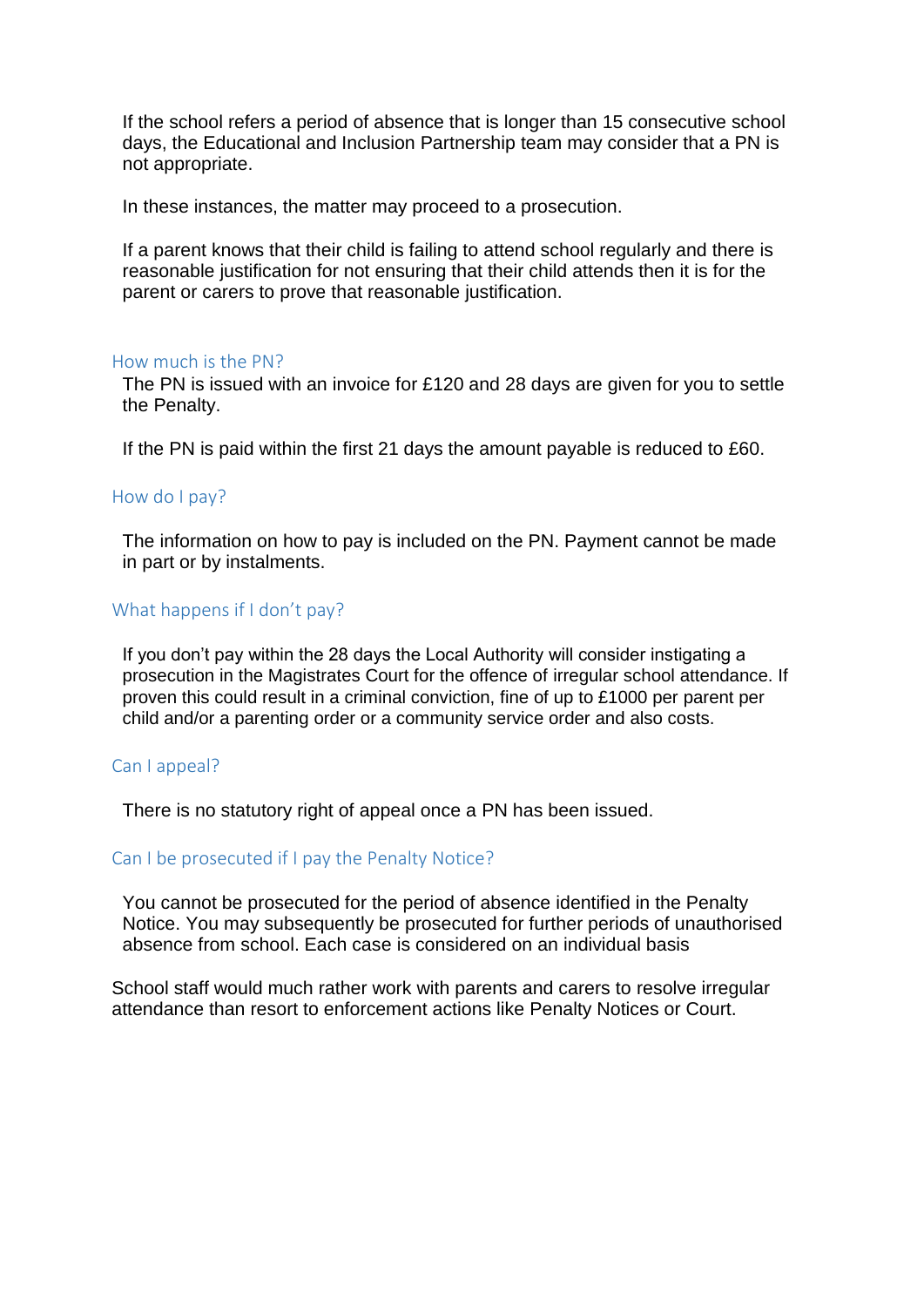If the school refers a period of absence that is longer than 15 consecutive school days, the Educational and Inclusion Partnership team may consider that a PN is not appropriate.

In these instances, the matter may proceed to a prosecution.

If a parent knows that their child is failing to attend school regularly and there is reasonable justification for not ensuring that their child attends then it is for the parent or carers to prove that reasonable justification.

## How much is the PN?

The PN is issued with an invoice for £120 and 28 days are given for you to settle the Penalty.

If the PN is paid within the first 21 days the amount payable is reduced to £60.

## How do I pay?

The information on how to pay is included on the PN. Payment cannot be made in part or by instalments.

## What happens if I don't pay?

If you don't pay within the 28 days the Local Authority will consider instigating a prosecution in the Magistrates Court for the offence of irregular school attendance. If proven this could result in a criminal conviction, fine of up to £1000 per parent per child and/or a parenting order or a community service order and also costs.

## Can I appeal?

There is no statutory right of appeal once a PN has been issued.

## Can I be prosecuted if I pay the Penalty Notice?

You cannot be prosecuted for the period of absence identified in the Penalty Notice. You may subsequently be prosecuted for further periods of unauthorised absence from school. Each case is considered on an individual basis

School staff would much rather work with parents and carers to resolve irregular attendance than resort to enforcement actions like Penalty Notices or Court.